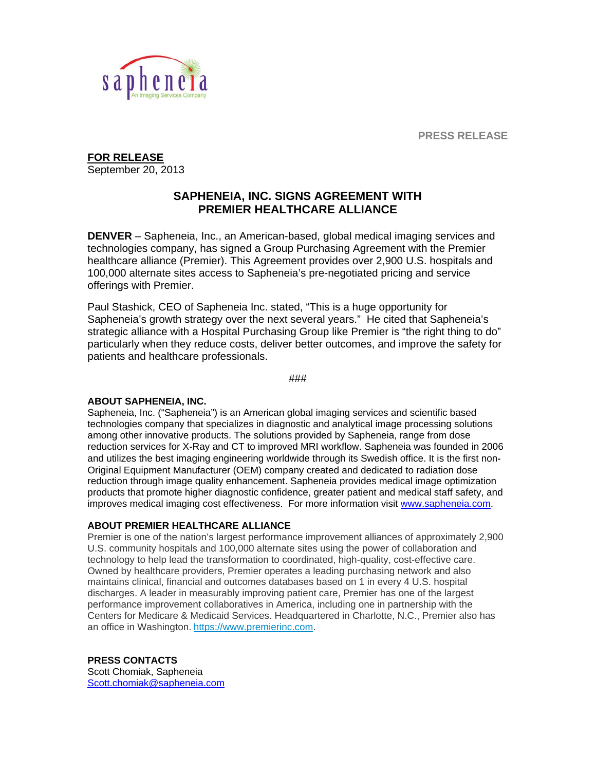saphencia
An Imaging Services Company

PRESS RELEASE

**FOR RELEASE**
September 20, 2013

# SAPHENEIA, INC. SIGNS AGREEMENT WITH PREMIER HEALTHCARE ALLIANCE

**DENVER** – Sapheneia, Inc., an American-based, global medical imaging services and technologies company, has signed a Group Purchasing Agreement with the Premier healthcare alliance (Premier). This Agreement provides over 2,900 U.S. hospitals and 100,000 alternate sites access to Sapheneia's pre-negotiated pricing and service offerings with Premier.

Paul Stashick, CEO of Sapheneia Inc. stated, "This is a huge opportunity for Sapheneia's growth strategy over the next several years." He cited that Sapheneia's strategic alliance with a Hospital Purchasing Group like Premier is "the right thing to do" particularly when they reduce costs, deliver better outcomes, and improve the safety for patients and healthcare professionals.

###

## ABOUT SAPHENEIA, INC.

Sapheneia, Inc. ("Sapheneia") is an American global imaging services and scientific based technologies company that specializes in diagnostic and analytical image processing solutions among other innovative products. The solutions provided by Sapheneia, range from dose reduction services for X-Ray and CT to improved MRI workflow. Sapheneia was founded in 2006 and utilizes the best imaging engineering worldwide through its Swedish office. It is the first non-Original Equipment Manufacturer (OEM) company created and dedicated to radiation dose reduction through image quality enhancement. Sapheneia provides medical image optimization products that promote higher diagnostic confidence, greater patient and medical staff safety, and improves medical imaging cost effectiveness. For more information visit www.sapheneia.com.

## ABOUT PREMIER HEALTHCARE ALLIANCE

Premier is one of the nation's largest performance improvement alliances of approximately 2,900 U.S. community hospitals and 100,000 alternate sites using the power of collaboration and technology to help lead the transformation to coordinated, high-quality, cost-effective care. Owned by healthcare providers, Premier operates a leading purchasing network and also maintains clinical, financial and outcomes databases based on 1 in every 4 U.S. hospital discharges. A leader in measurably improving patient care, Premier has one of the largest performance improvement collaboratives in America, including one in partnership with the Centers for Medicare & Medicaid Services. Headquartered in Charlotte, N.C., Premier also has an office in Washington. https://www.premierinc.com.

**PRESS CONTACTS**
Scott Chomiak, Sapheneia
Scott.chomiak@sapheneia.com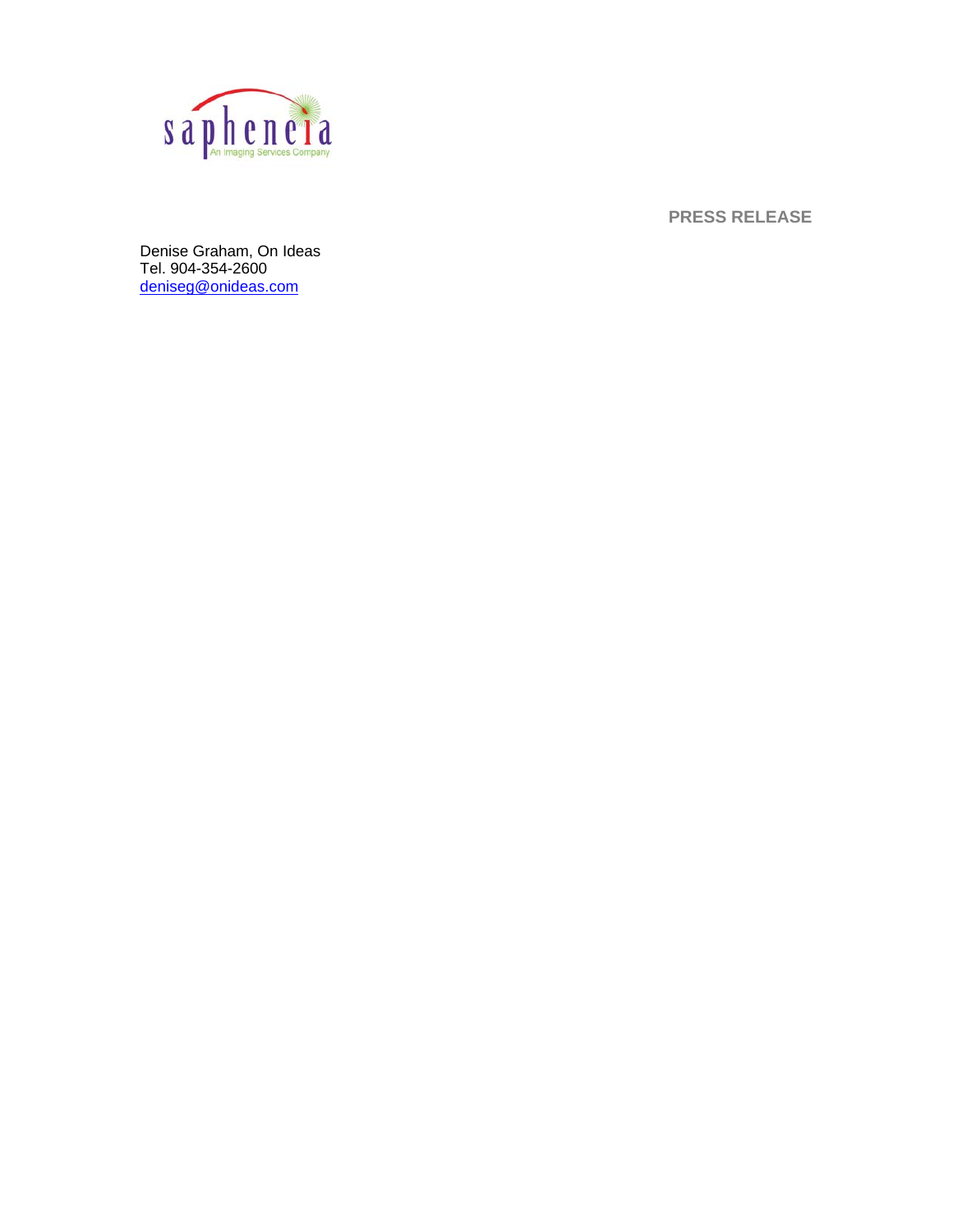**PRESS RELEASE**

Denise Graham, On Ideas
Tel. 904-354-2600
[deniseg@onideas.com](mailto:deniseg@onideas.com)